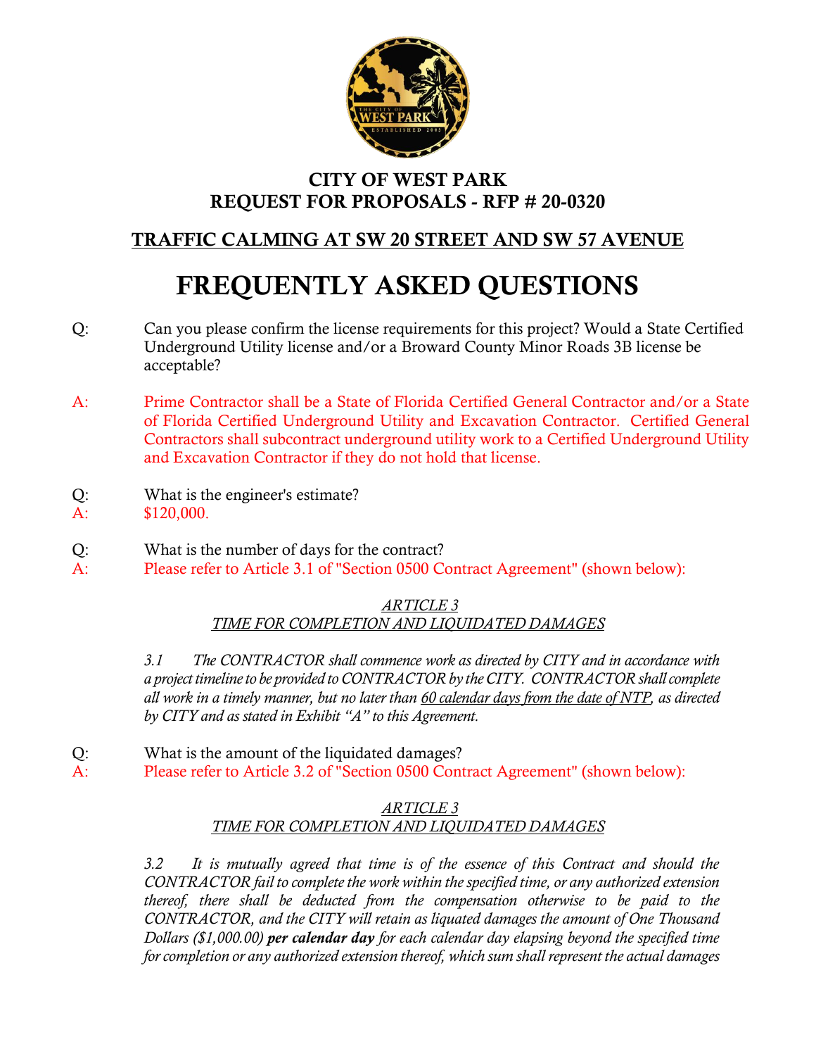# CITY OF WEST PARK
# REQUEST FOR PROPOSALS - RFP # 20-0320

## TRAFFIC CALMING AT SW 20 STREET AND SW 57 AVENUE

# FREQUENTLY ASKED QUESTIONS

Q: Can you please confirm the license requirements for this project? Would a State Certified Underground Utility license and/or a Broward County Minor Roads 3B license be acceptable?

A: Prime Contractor shall be a State of Florida Certified General Contractor and/or a State of Florida Certified Underground Utility and Excavation Contractor. Certified General Contractors shall subcontract underground utility work to a Certified Underground Utility and Excavation Contractor if they do not hold that license.

Q: What is the engineer's estimate?
A: $120,000.

Q: What is the number of days for the contract?
A: Please refer to Article 3.1 of "Section 0500 Contract Agreement" (shown below):

*ARTICLE 3*
*TIME FOR COMPLETION AND LIQUIDATED DAMAGES*

*3.1 The CONTRACTOR shall commence work as directed by CITY and in accordance with a project timeline to be provided to CONTRACTOR by the CITY. CONTRACTOR shall complete all work in a timely manner, but no later than 60 calendar days from the date of NTP, as directed by CITY and as stated in Exhibit "A" to this Agreement.*

Q: What is the amount of the liquidated damages?
A: Please refer to Article 3.2 of "Section 0500 Contract Agreement" (shown below):

*ARTICLE 3*
*TIME FOR COMPLETION AND LIQUIDATED DAMAGES*

*3.2 It is mutually agreed that time is of the essence of this Contract and should the CONTRACTOR fail to complete the work within the specified time, or any authorized extension thereof, there shall be deducted from the compensation otherwise to be paid to the CONTRACTOR, and the CITY will retain as liquated damages the amount of One Thousand Dollars ($1,000.00)* ***per calendar day*** *for each calendar day elapsing beyond the specified time for completion or any authorized extension thereof, which sum shall represent the actual damages*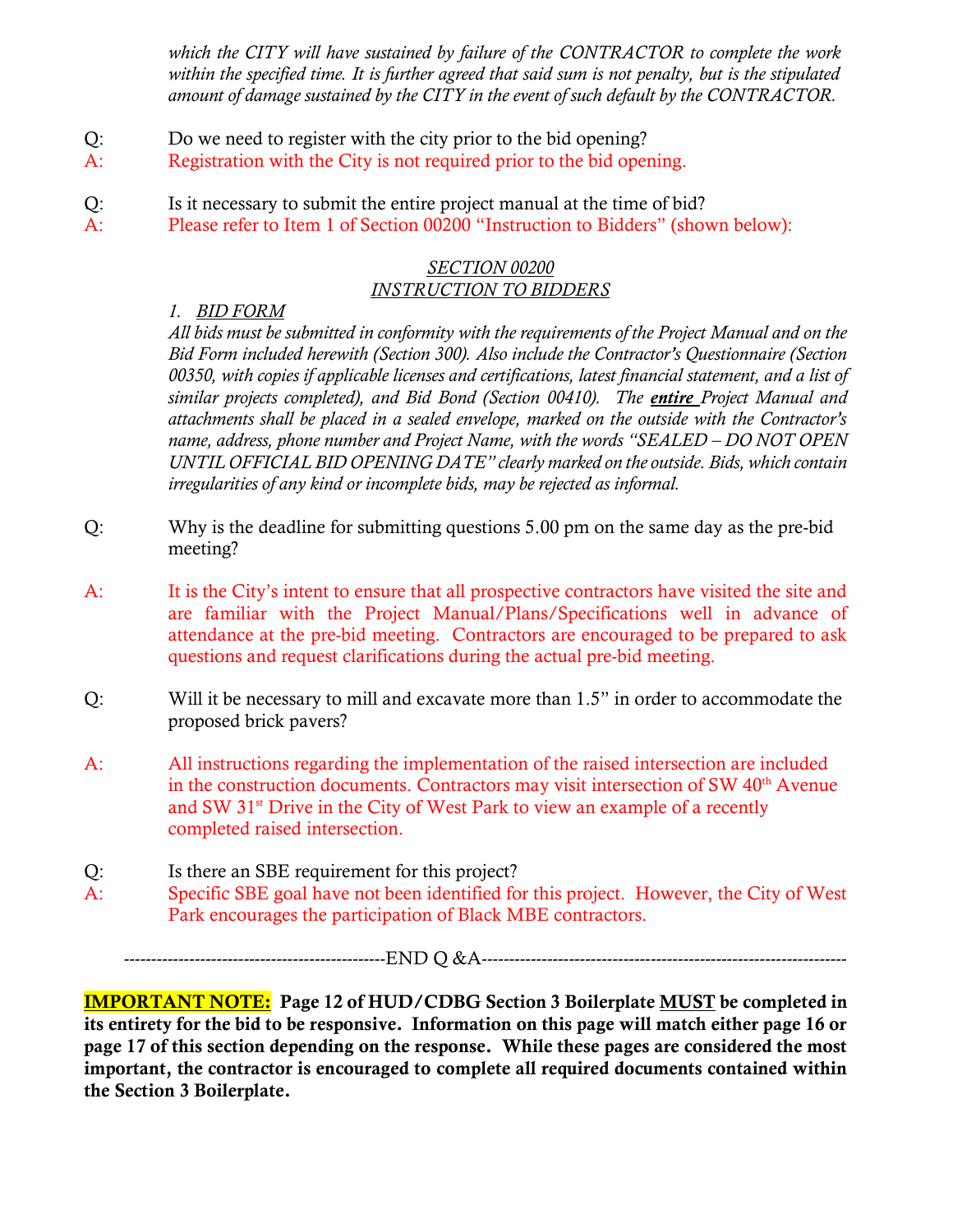*which the CITY will have sustained by failure of the CONTRACTOR to complete the work within the specified time. It is further agreed that said sum is not penalty, but is the stipulated amount of damage sustained by the CITY in the event of such default by the CONTRACTOR.*

Q: Do we need to register with the city prior to the bid opening?

A: Registration with the City is not required prior to the bid opening.

Q: Is it necessary to submit the entire project manual at the time of bid?

A: Please refer to Item 1 of Section 00200 "Instruction to Bidders" (shown below):

*SECTION 00200*
*INSTRUCTION TO BIDDERS*

*1. BID FORM*

*All bids must be submitted in conformity with the requirements of the Project Manual and on the Bid Form included herewith (Section 300). Also include the Contractor's Questionnaire (Section 00350, with copies if applicable licenses and certifications, latest financial statement, and a list of similar projects completed), and Bid Bond (Section 00410). The* ***entire*** *Project Manual and attachments shall be placed in a sealed envelope, marked on the outside with the Contractor's name, address, phone number and Project Name, with the words "SEALED – DO NOT OPEN UNTIL OFFICIAL BID OPENING DATE" clearly marked on the outside. Bids, which contain irregularities of any kind or incomplete bids, may be rejected as informal.*

Q: Why is the deadline for submitting questions 5.00 pm on the same day as the pre-bid meeting?

A: It is the City's intent to ensure that all prospective contractors have visited the site and are familiar with the Project Manual/Plans/Specifications well in advance of attendance at the pre-bid meeting. Contractors are encouraged to be prepared to ask questions and request clarifications during the actual pre-bid meeting.

Q: Will it be necessary to mill and excavate more than 1.5" in order to accommodate the proposed brick pavers?

A: All instructions regarding the implementation of the raised intersection are included in the construction documents. Contractors may visit intersection of SW 40th Avenue and SW 31st Drive in the City of West Park to view an example of a recently completed raised intersection.

Q: Is there an SBE requirement for this project?

A: Specific SBE goal have not been identified for this project. However, the City of West Park encourages the participation of Black MBE contractors.

-----------------------------------------------END Q &A------------------------------------------------------------------

**IMPORTANT NOTE: Page 12 of HUD/CDBG Section 3 Boilerplate MUST be completed in its entirety for the bid to be responsive. Information on this page will match either page 16 or page 17 of this section depending on the response. While these pages are considered the most important, the contractor is encouraged to complete all required documents contained within the Section 3 Boilerplate.**